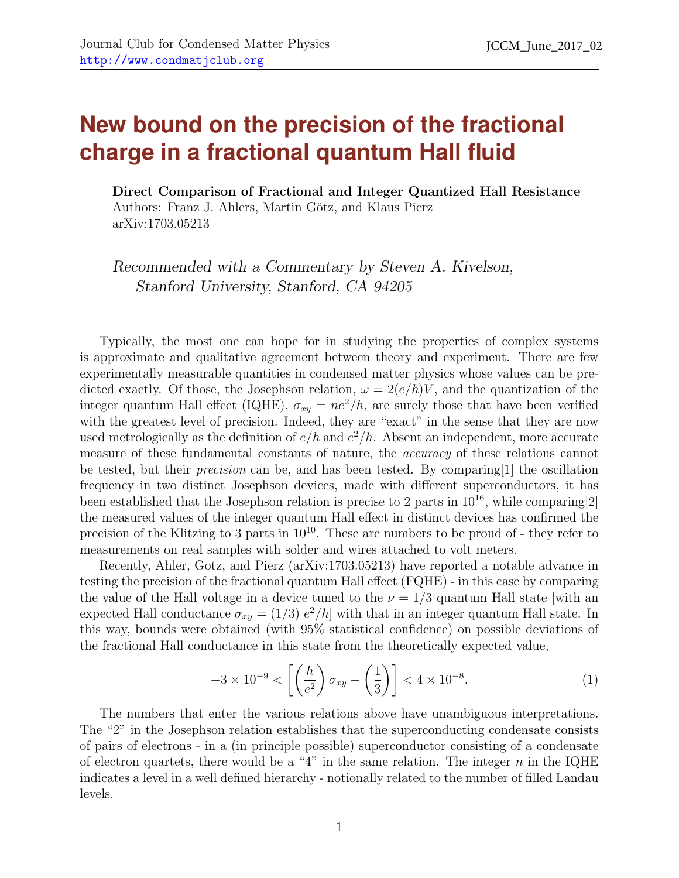# New bound on the precision of the fractional charge in a fractional quantum Hall fluid

**Direct Comparison of Fractional and Integer Quantized Hall Resistance**
Authors: Franz J. Ahlers, Martin Götz, and Klaus Pierz
arXiv:1703.05213

*Recommended with a Commentary by Steven A. Kivelson, Stanford University, Stanford, CA 94205*

Typically, the most one can hope for in studying the properties of complex systems is approximate and qualitative agreement between theory and experiment. There are few experimentally measurable quantities in condensed matter physics whose values can be predicted exactly. Of those, the Josephson relation, $\omega = 2(e/\hbar)V$, and the quantization of the integer quantum Hall effect (IQHE), $\sigma_{xy} = ne^2/h$, are surely those that have been verified with the greatest level of precision. Indeed, they are "exact" in the sense that they are now used metrologically as the definition of $e/\hbar$ and $e^2/h$. Absent an independent, more accurate measure of these fundamental constants of nature, the *accuracy* of these relations cannot be tested, but their *precision* can be, and has been tested. By comparing[1] the oscillation frequency in two distinct Josephson devices, made with different superconductors, it has been established that the Josephson relation is precise to 2 parts in $10^{16}$, while comparing[2] the measured values of the integer quantum Hall effect in distinct devices has confirmed the precision of the Klitzing to 3 parts in $10^{10}$. These are numbers to be proud of - they refer to measurements on real samples with solder and wires attached to volt meters.

Recently, Ahler, Gotz, and Pierz (arXiv:1703.05213) have reported a notable advance in testing the precision of the fractional quantum Hall effect (FQHE) - in this case by comparing the value of the Hall voltage in a device tuned to the $\nu = 1/3$ quantum Hall state [with an expected Hall conductance $\sigma_{xy} = (1/3)\ e^2/h$] with that in an integer quantum Hall state. In this way, bounds were obtained (with 95% statistical confidence) on possible deviations of the fractional Hall conductance in this state from the theoretically expected value,

$$-3 \times 10^{-9} < \left[ \left(\frac{h}{e^2}\right) \sigma_{xy} - \left(\frac{1}{3}\right) \right] < 4 \times 10^{-8}. \tag{1}$$

The numbers that enter the various relations above have unambiguous interpretations. The "2" in the Josephson relation establishes that the superconducting condensate consists of pairs of electrons - in a (in principle possible) superconductor consisting of a condensate of electron quartets, there would be a "4" in the same relation. The integer $n$ in the IQHE indicates a level in a well defined hierarchy - notionally related to the number of filled Landau levels.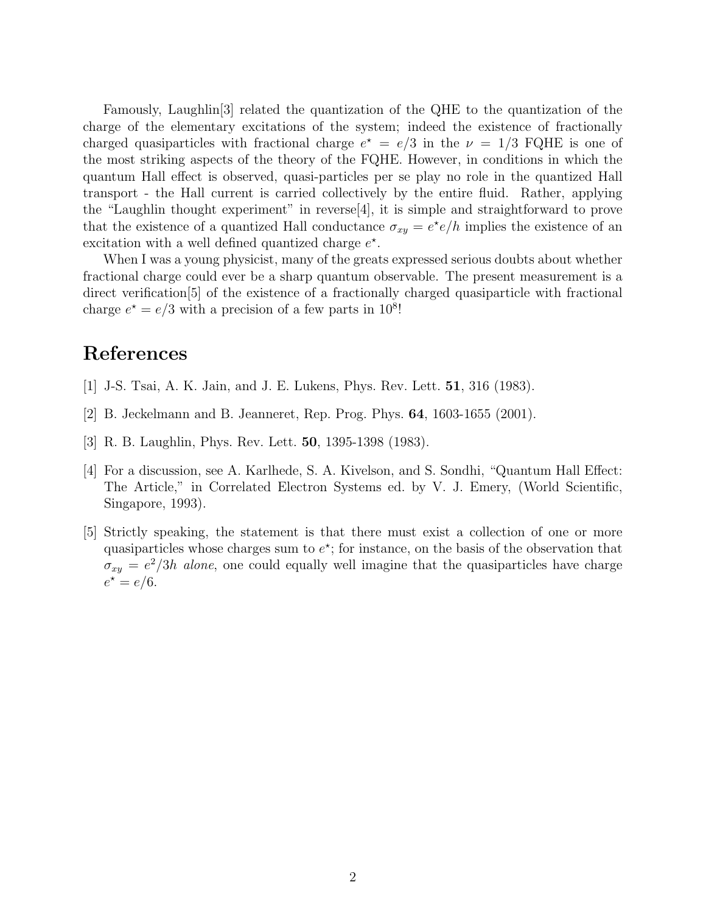Famously, Laughlin[3] related the quantization of the QHE to the quantization of the charge of the elementary excitations of the system; indeed the existence of fractionally charged quasiparticles with fractional charge $e^\star = e/3$ in the $\nu = 1/3$ FQHE is one of the most striking aspects of the theory of the FQHE. However, in conditions in which the quantum Hall effect is observed, quasi-particles per se play no role in the quantized Hall transport - the Hall current is carried collectively by the entire fluid. Rather, applying the "Laughlin thought experiment" in reverse[4], it is simple and straightforward to prove that the existence of a quantized Hall conductance $\sigma_{xy} = e^\star e/h$ implies the existence of an excitation with a well defined quantized charge $e^\star$.

When I was a young physicist, many of the greats expressed serious doubts about whether fractional charge could ever be a sharp quantum observable. The present measurement is a direct verification[5] of the existence of a fractionally charged quasiparticle with fractional charge $e^\star = e/3$ with a precision of a few parts in $10^8$!

# References

[1] J-S. Tsai, A. K. Jain, and J. E. Lukens, Phys. Rev. Lett. **51**, 316 (1983).

[2] B. Jeckelmann and B. Jeanneret, Rep. Prog. Phys. **64**, 1603-1655 (2001).

[3] R. B. Laughlin, Phys. Rev. Lett. **50**, 1395-1398 (1983).

[4] For a discussion, see A. Karlhede, S. A. Kivelson, and S. Sondhi, "Quantum Hall Effect: The Article," in Correlated Electron Systems ed. by V. J. Emery, (World Scientific, Singapore, 1993).

[5] Strictly speaking, the statement is that there must exist a collection of one or more quasiparticles whose charges sum to $e^\star$; for instance, on the basis of the observation that $\sigma_{xy} = e^2/3h$ *alone*, one could equally well imagine that the quasiparticles have charge $e^\star = e/6$.